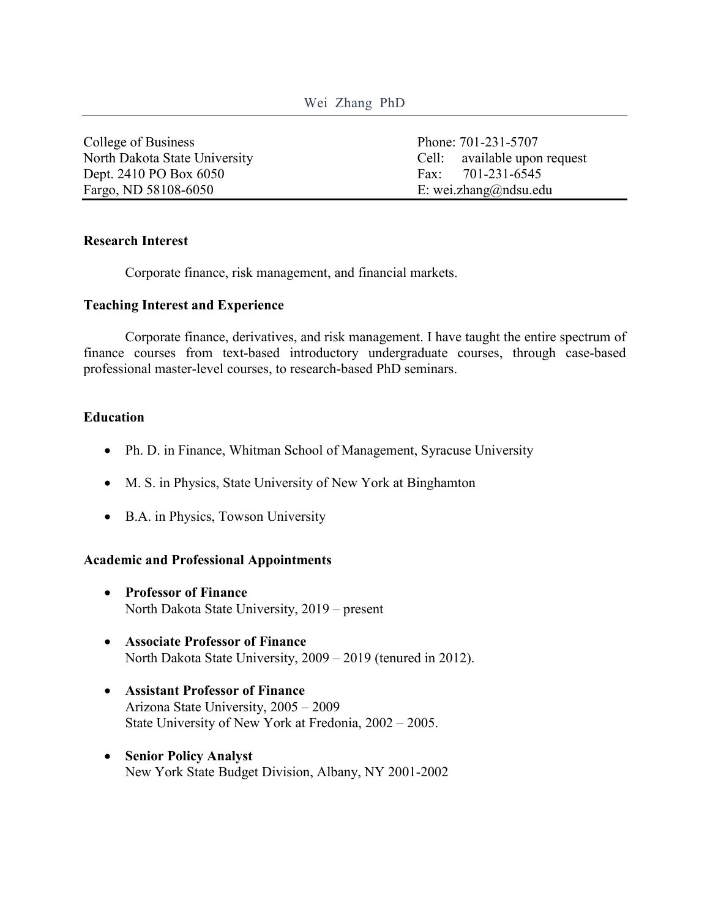# Wei Zhang PhD

College of Business
North Dakota State University
Dept. 2410 PO Box 6050
Fargo, ND 58108-6050

Phone: 701-231-5707
Cell: available upon request
Fax: 701-231-6545
E: wei.zhang@ndsu.edu

## Research Interest

Corporate finance, risk management, and financial markets.

## Teaching Interest and Experience

Corporate finance, derivatives, and risk management. I have taught the entire spectrum of finance courses from text-based introductory undergraduate courses, through case-based professional master-level courses, to research-based PhD seminars.

## Education

- Ph. D. in Finance, Whitman School of Management, Syracuse University
- M. S. in Physics, State University of New York at Binghamton
- B.A. in Physics, Towson University

## Academic and Professional Appointments

- **Professor of Finance**
  North Dakota State University, 2019 – present
- **Associate Professor of Finance**
  North Dakota State University, 2009 – 2019 (tenured in 2012).
- **Assistant Professor of Finance**
  Arizona State University, 2005 – 2009
  State University of New York at Fredonia, 2002 – 2005.
- **Senior Policy Analyst**
  New York State Budget Division, Albany, NY 2001-2002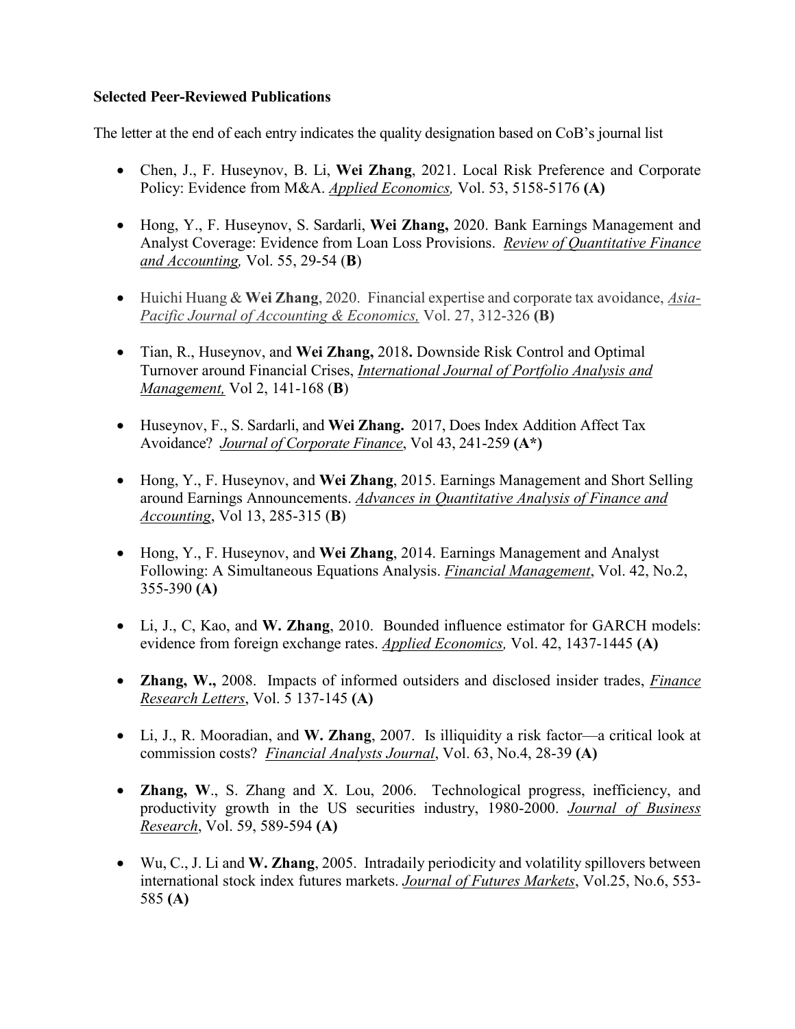**Selected Peer-Reviewed Publications**

The letter at the end of each entry indicates the quality designation based on CoB's journal list

- Chen, J., F. Huseynov, B. Li, **Wei Zhang**, 2021. Local Risk Preference and Corporate Policy: Evidence from M&A. *Applied Economics,* Vol. 53, 5158-5176 **(A)**

- Hong, Y., F. Huseynov, S. Sardarli, **Wei Zhang,** 2020. Bank Earnings Management and Analyst Coverage: Evidence from Loan Loss Provisions. *Review of Quantitative Finance and Accounting,* Vol. 55, 29-54 (**B**)

- Huichi Huang & **Wei Zhang**, 2020. Financial expertise and corporate tax avoidance, *Asia-Pacific Journal of Accounting & Economics,* Vol. 27, 312-326 **(B)**

- Tian, R., Huseynov, and **Wei Zhang,** 2018**.** Downside Risk Control and Optimal Turnover around Financial Crises, *International Journal of Portfolio Analysis and Management,* Vol 2, 141-168 (**B**)

- Huseynov, F., S. Sardarli, and **Wei Zhang.** 2017, Does Index Addition Affect Tax Avoidance? *Journal of Corporate Finance*, Vol 43, 241-259 **(A*)**

- Hong, Y., F. Huseynov, and **Wei Zhang**, 2015. Earnings Management and Short Selling around Earnings Announcements. *Advances in Quantitative Analysis of Finance and Accounting*, Vol 13, 285-315 (**B**)

- Hong, Y., F. Huseynov, and **Wei Zhang**, 2014. Earnings Management and Analyst Following: A Simultaneous Equations Analysis. *Financial Management*, Vol. 42, No.2, 355-390 **(A)**

- Li, J., C, Kao, and **W. Zhang**, 2010. Bounded influence estimator for GARCH models: evidence from foreign exchange rates. *Applied Economics,* Vol. 42, 1437-1445 **(A)**

- **Zhang, W.,** 2008. Impacts of informed outsiders and disclosed insider trades, *Finance Research Letters*, Vol. 5 137-145 **(A)**

- Li, J., R. Mooradian, and **W. Zhang**, 2007. Is illiquidity a risk factor—a critical look at commission costs? *Financial Analysts Journal*, Vol. 63, No.4, 28-39 **(A)**

- **Zhang, W**., S. Zhang and X. Lou, 2006. Technological progress, inefficiency, and productivity growth in the US securities industry, 1980-2000. *Journal of Business Research*, Vol. 59, 589-594 **(A)**

- Wu, C., J. Li and **W. Zhang**, 2005. Intradaily periodicity and volatility spillovers between international stock index futures markets. *Journal of Futures Markets*, Vol.25, No.6, 553-585 **(A)**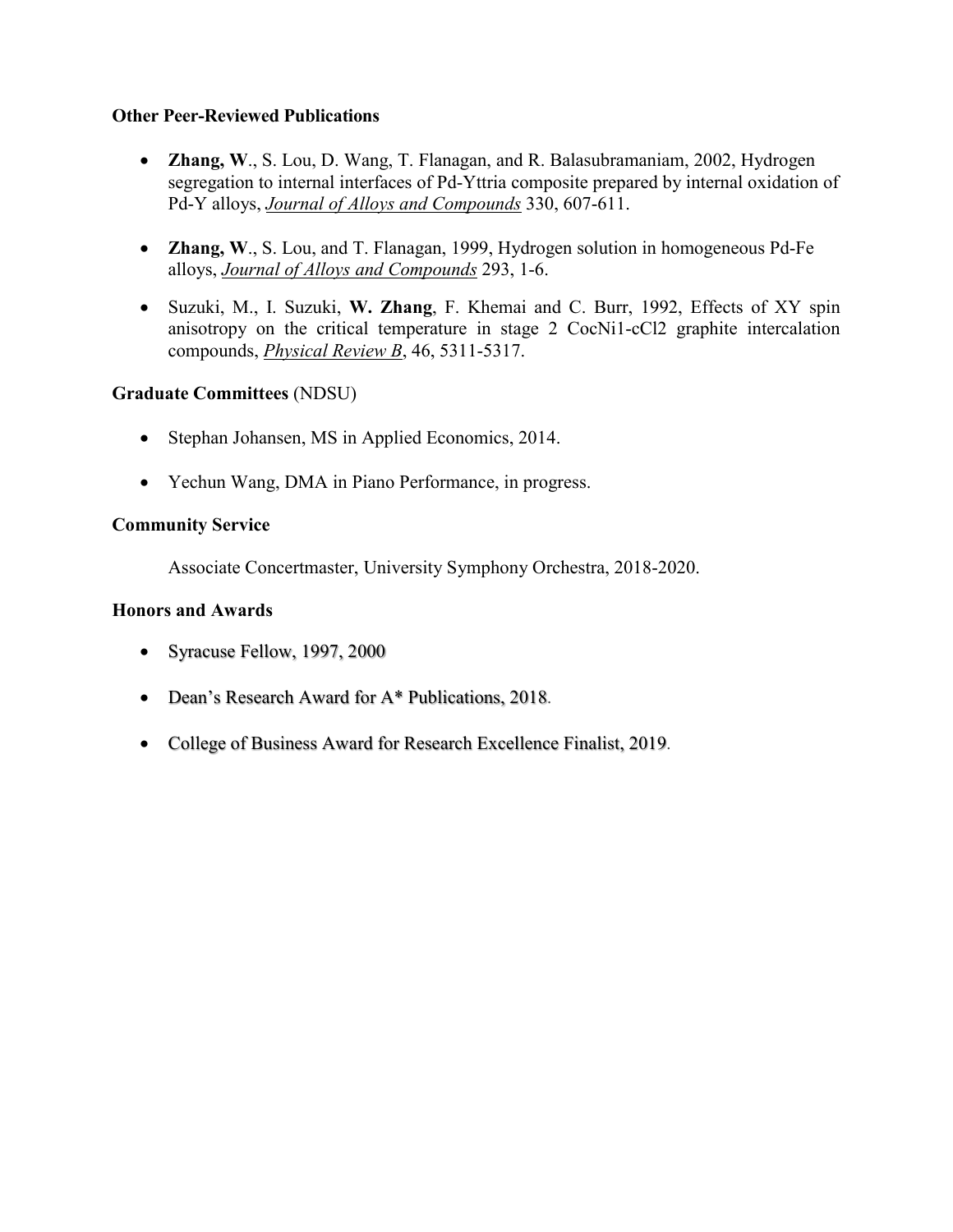**Other Peer-Reviewed Publications**

- **Zhang, W**., S. Lou, D. Wang, T. Flanagan, and R. Balasubramaniam, 2002, Hydrogen segregation to internal interfaces of Pd-Yttria composite prepared by internal oxidation of Pd-Y alloys, ***Journal of Alloys and Compounds*** 330, 607-611.

- **Zhang, W**., S. Lou, and T. Flanagan, 1999, Hydrogen solution in homogeneous Pd-Fe alloys, ***Journal of Alloys and Compounds*** 293, 1-6.

- Suzuki, M., I. Suzuki, **W. Zhang**, F. Khemai and C. Burr, 1992, Effects of XY spin anisotropy on the critical temperature in stage 2 CocNi1-cCl2 graphite intercalation compounds, ***Physical Review B***, 46, 5311-5317.

**Graduate Committees** (NDSU)

- Stephan Johansen, MS in Applied Economics, 2014.

- Yechun Wang, DMA in Piano Performance, in progress.

**Community Service**

Associate Concertmaster, University Symphony Orchestra, 2018-2020.

**Honors and Awards**

- Syracuse Fellow, 1997, 2000

- Dean's Research Award for A* Publications, 2018.

- College of Business Award for Research Excellence Finalist, 2019.